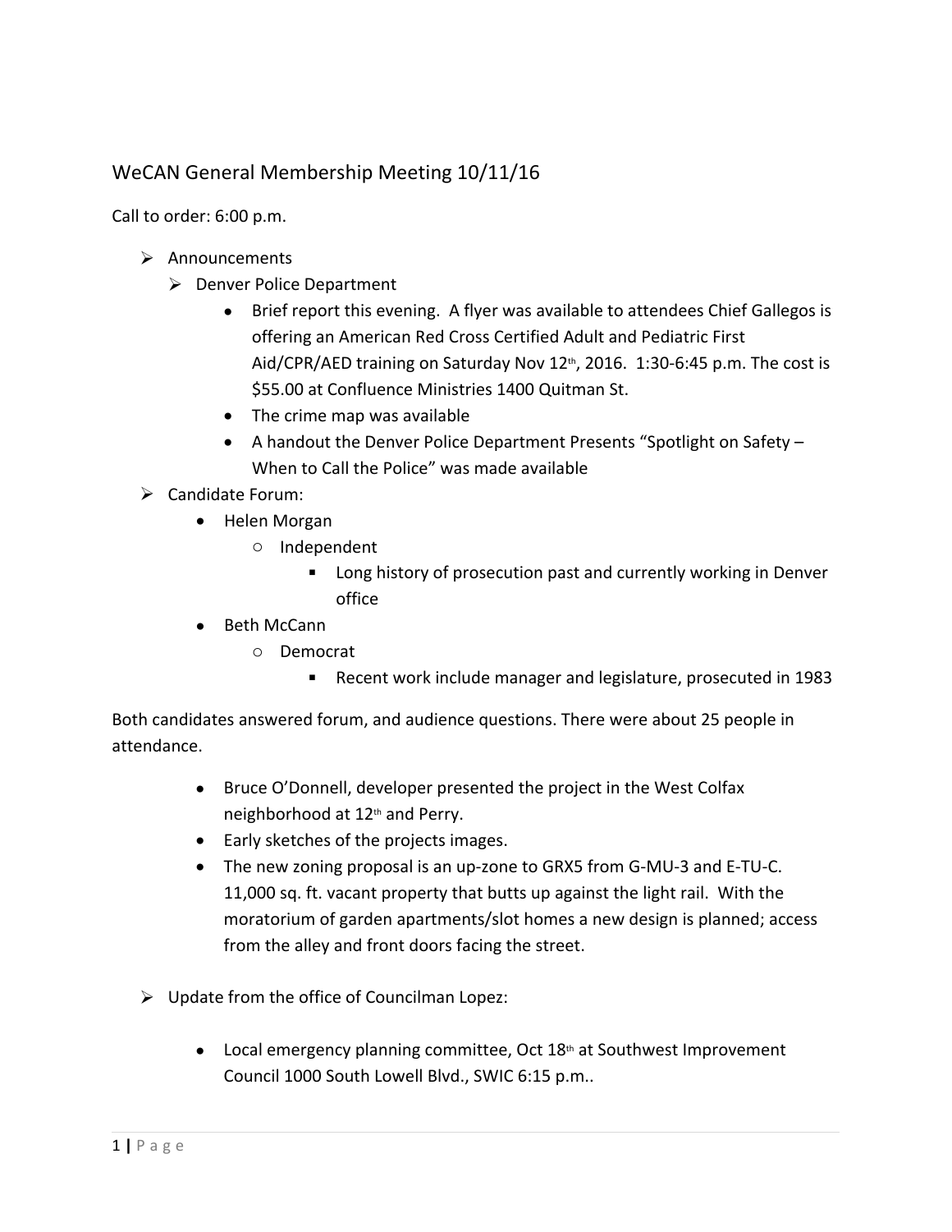## WeCAN General Membership Meeting 10/11/16

Call to order: 6:00 p.m.

- Announcements
  - Denver Police Department
    - Brief report this evening. A flyer was available to attendees Chief Gallegos is offering an American Red Cross Certified Adult and Pediatric First Aid/CPR/AED training on Saturday Nov 12th, 2016. 1:30-6:45 p.m. The cost is $55.00 at Confluence Ministries 1400 Quitman St.
    - The crime map was available
    - A handout the Denver Police Department Presents "Spotlight on Safety – When to Call the Police" was made available
- Candidate Forum:
  - Helen Morgan
    - Independent
      - Long history of prosecution past and currently working in Denver office
  - Beth McCann
    - Democrat
      - Recent work include manager and legislature, prosecuted in 1983

Both candidates answered forum, and audience questions. There were about 25 people in attendance.

- Bruce O'Donnell, developer presented the project in the West Colfax neighborhood at 12th and Perry.
- Early sketches of the projects images.
- The new zoning proposal is an up-zone to GRX5 from G-MU-3 and E-TU-C. 11,000 sq. ft. vacant property that butts up against the light rail. With the moratorium of garden apartments/slot homes a new design is planned; access from the alley and front doors facing the street.

- Update from the office of Councilman Lopez:
  - Local emergency planning committee, Oct 18th at Southwest Improvement Council 1000 South Lowell Blvd., SWIC 6:15 p.m..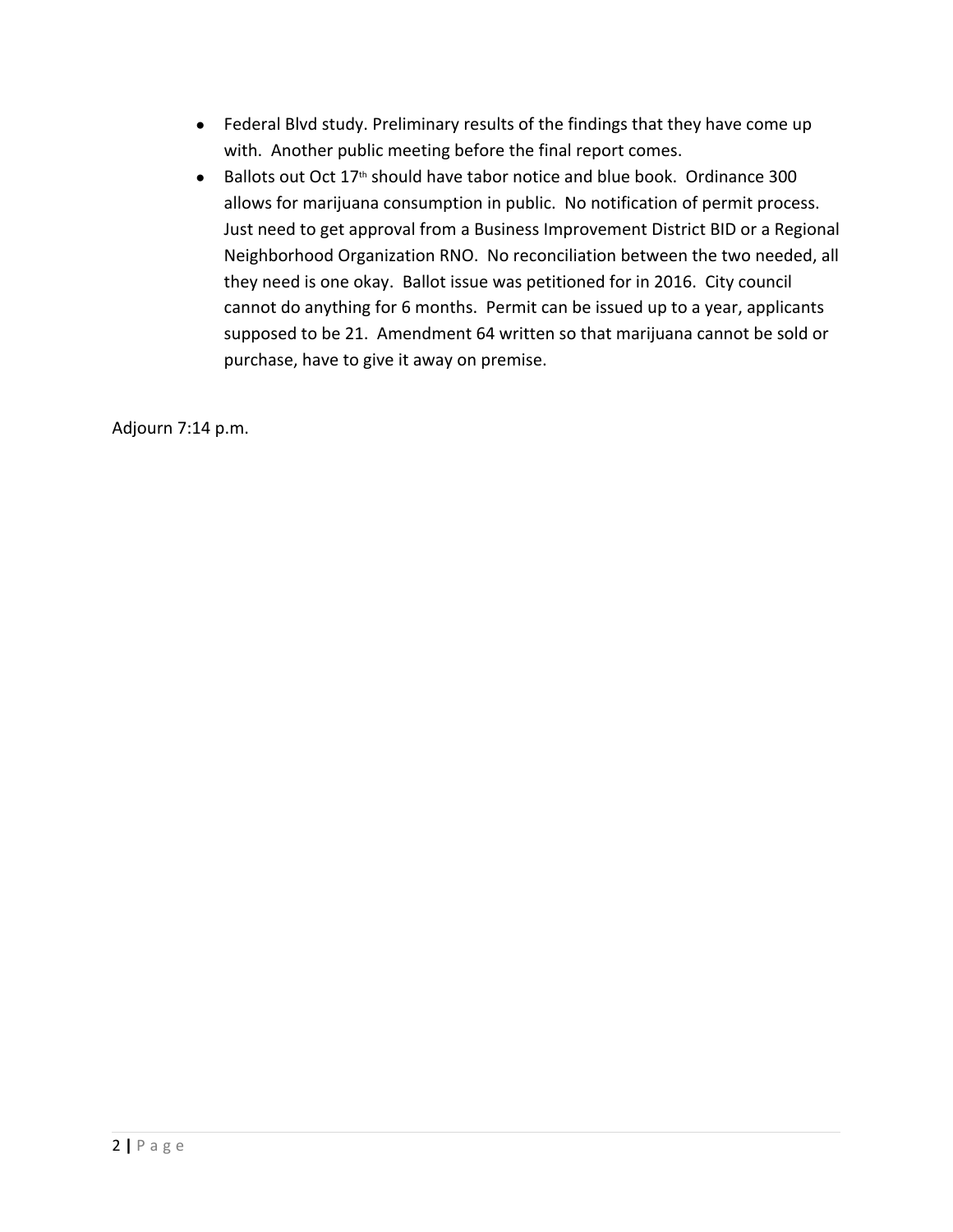- Federal Blvd study. Preliminary results of the findings that they have come up with. Another public meeting before the final report comes.
- Ballots out Oct 17th should have tabor notice and blue book. Ordinance 300 allows for marijuana consumption in public. No notification of permit process. Just need to get approval from a Business Improvement District BID or a Regional Neighborhood Organization RNO. No reconciliation between the two needed, all they need is one okay. Ballot issue was petitioned for in 2016. City council cannot do anything for 6 months. Permit can be issued up to a year, applicants supposed to be 21. Amendment 64 written so that marijuana cannot be sold or purchase, have to give it away on premise.

Adjourn 7:14 p.m.